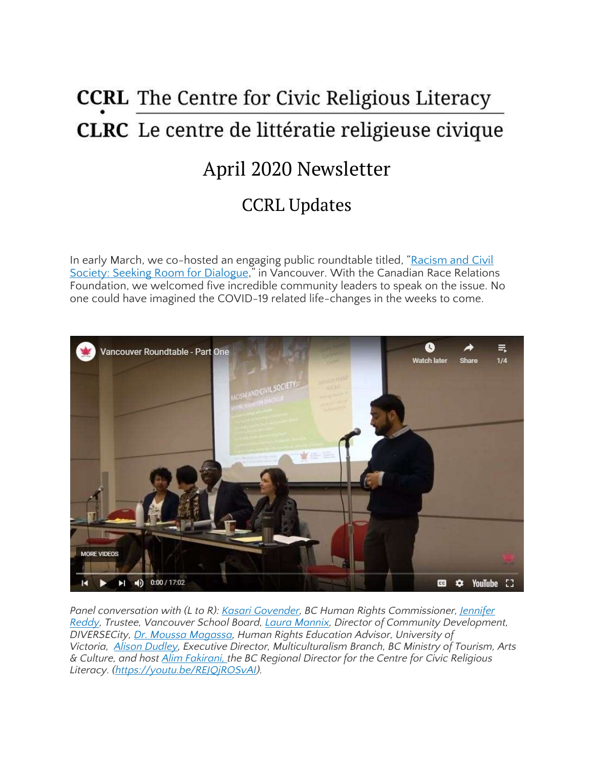# CCRL The Centre for Civic Religious Literacy

# CLRC Le centre de littératie religieuse civique

## April 2020 Newsletter

## CCRL Updates

In early March, we co-hosted an engaging public roundtable titled, "Racism and Civil Society: Seeking Room for Dialogue," in Vancouver. With the Canadian Race Relations Foundation, we welcomed five incredible community leaders to speak on the issue. No one could have imagined the COVID-19 related life-changes in the weeks to come.

*Panel conversation with (L to R): Kasari Govender, BC Human Rights Commissioner, Jennifer Reddy, Trustee, Vancouver School Board, Laura Mannix, Director of Community Development, DIVERSECity, Dr. Moussa Magassa, Human Rights Education Advisor, University of Victoria, Alison Dudley, Executive Director, Multiculturalism Branch, BC Ministry of Tourism, Arts & Culture, and host Alim Fakirani, the BC Regional Director for the Centre for Civic Religious Literacy. (https://youtu.be/REJQjROSvAI).*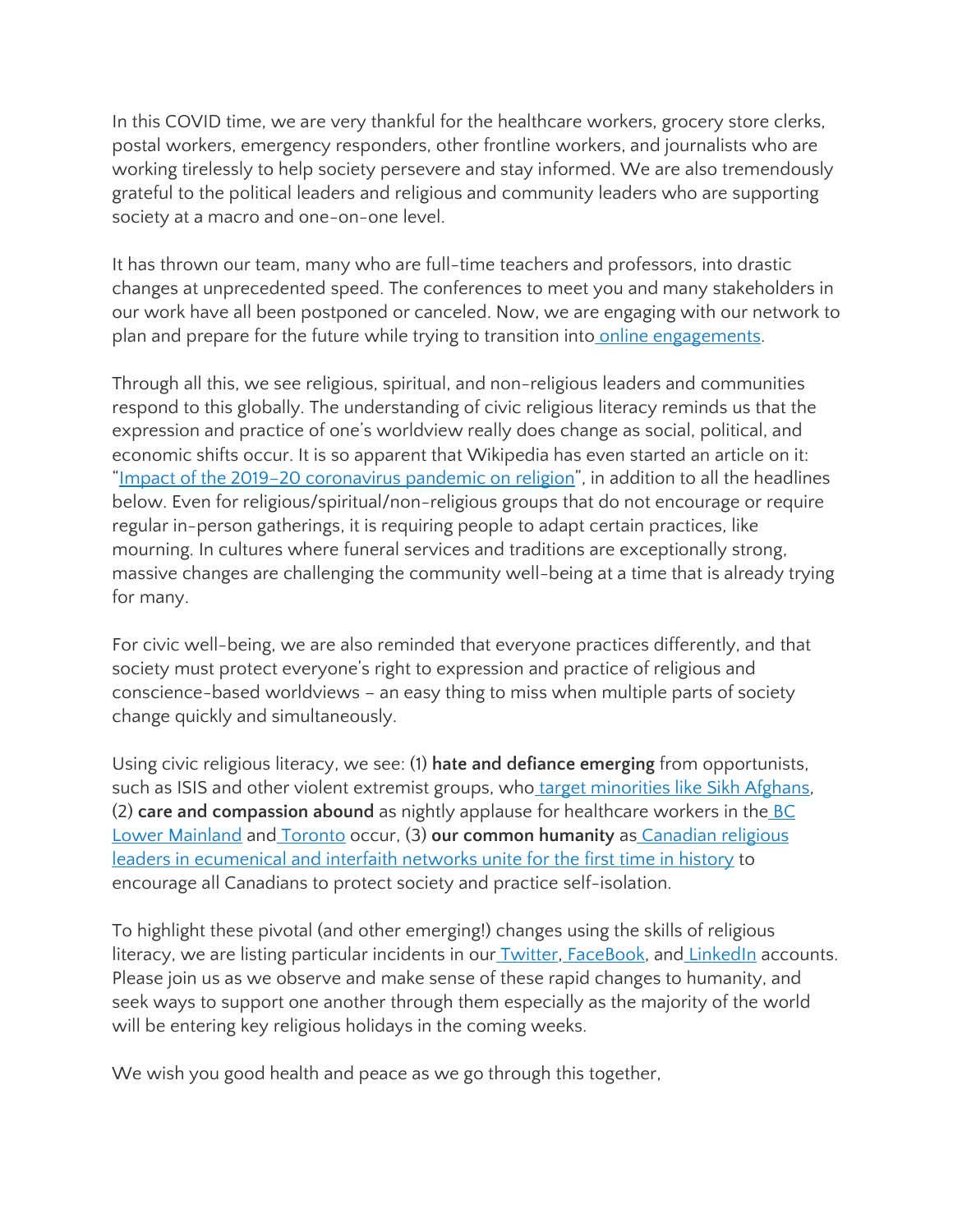In this COVID time, we are very thankful for the healthcare workers, grocery store clerks, postal workers, emergency responders, other frontline workers, and journalists who are working tirelessly to help society persevere and stay informed. We are also tremendously grateful to the political leaders and religious and community leaders who are supporting society at a macro and one-on-one level.

It has thrown our team, many who are full-time teachers and professors, into drastic changes at unprecedented speed. The conferences to meet you and many stakeholders in our work have all been postponed or canceled. Now, we are engaging with our network to plan and prepare for the future while trying to transition into online engagements.

Through all this, we see religious, spiritual, and non-religious leaders and communities respond to this globally. The understanding of civic religious literacy reminds us that the expression and practice of one's worldview really does change as social, political, and economic shifts occur. It is so apparent that Wikipedia has even started an article on it: "Impact of the 2019–20 coronavirus pandemic on religion", in addition to all the headlines below. Even for religious/spiritual/non-religious groups that do not encourage or require regular in-person gatherings, it is requiring people to adapt certain practices, like mourning. In cultures where funeral services and traditions are exceptionally strong, massive changes are challenging the community well-being at a time that is already trying for many.

For civic well-being, we are also reminded that everyone practices differently, and that society must protect everyone's right to expression and practice of religious and conscience-based worldviews – an easy thing to miss when multiple parts of society change quickly and simultaneously.

Using civic religious literacy, we see: (1) **hate and defiance emerging** from opportunists, such as ISIS and other violent extremist groups, who target minorities like Sikh Afghans, (2) **care and compassion abound** as nightly applause for healthcare workers in the BC Lower Mainland and Toronto occur, (3) **our common humanity** as Canadian religious leaders in ecumenical and interfaith networks unite for the first time in history to encourage all Canadians to protect society and practice self-isolation.

To highlight these pivotal (and other emerging!) changes using the skills of religious literacy, we are listing particular incidents in our Twitter, FaceBook, and LinkedIn accounts. Please join us as we observe and make sense of these rapid changes to humanity, and seek ways to support one another through them especially as the majority of the world will be entering key religious holidays in the coming weeks.

We wish you good health and peace as we go through this together,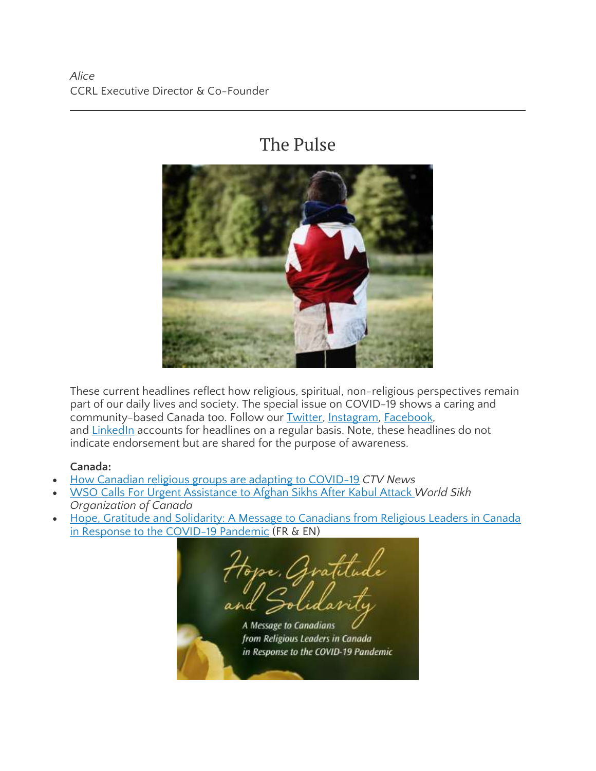*Alice*
CCRL Executive Director & Co-Founder

---

# The Pulse

These current headlines reflect how religious, spiritual, non-religious perspectives remain part of our daily lives and society. The special issue on COVID-19 shows a caring and community-based Canada too. Follow our Twitter, Instagram, Facebook, and LinkedIn accounts for headlines on a regular basis. Note, these headlines do not indicate endorsement but are shared for the purpose of awareness.

**Canada:**

- How Canadian religious groups are adapting to COVID-19 *CTV News*
- WSO Calls For Urgent Assistance to Afghan Sikhs After Kabul Attack *World Sikh Organization of Canada*
- Hope, Gratitude and Solidarity: A Message to Canadians from Religious Leaders in Canada in Response to the COVID-19 Pandemic (FR & EN)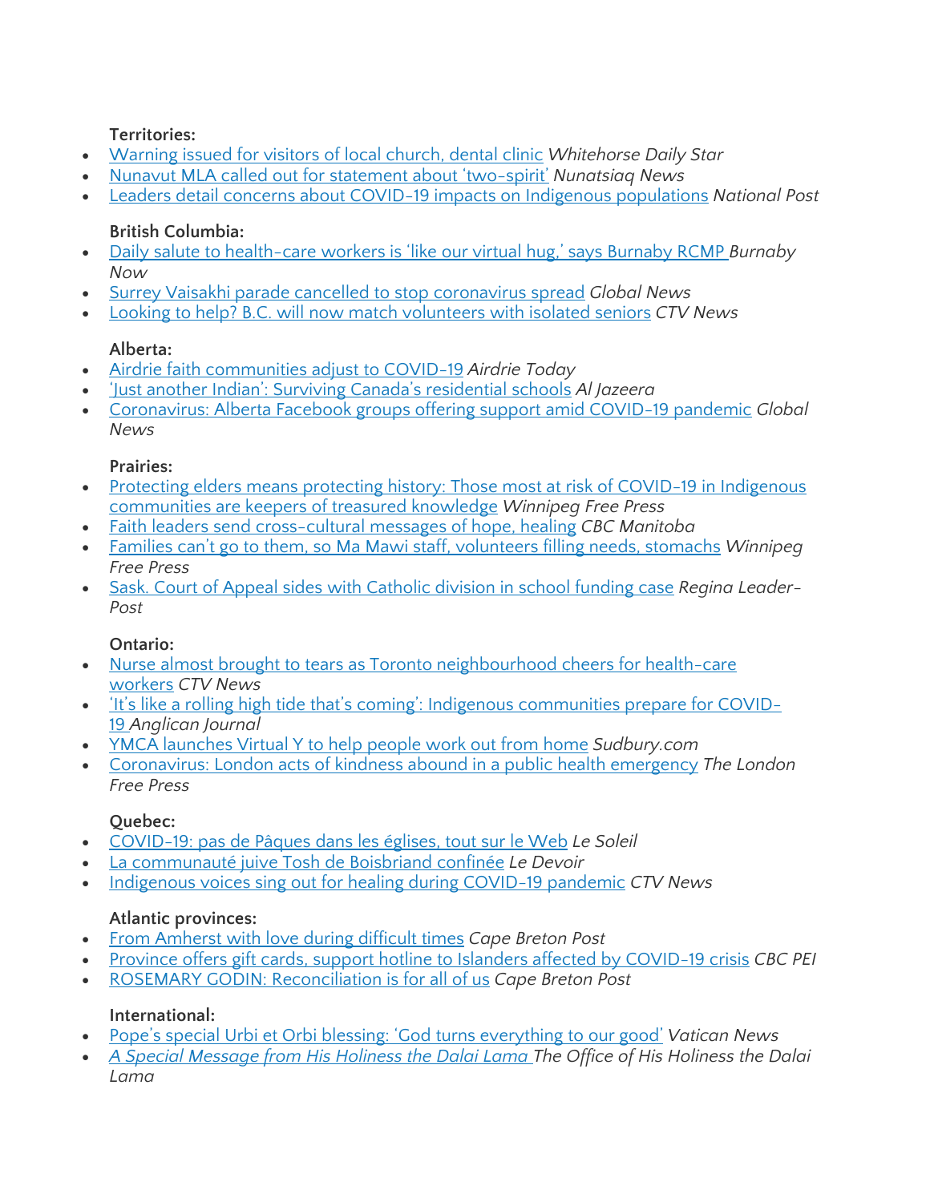**Territories:**

- Warning issued for visitors of local church, dental clinic *Whitehorse Daily Star*
- Nunavut MLA called out for statement about 'two-spirit' *Nunatsiaq News*
- Leaders detail concerns about COVID-19 impacts on Indigenous populations *National Post*

**British Columbia:**

- Daily salute to health-care workers is 'like our virtual hug,' says Burnaby RCMP *Burnaby Now*
- Surrey Vaisakhi parade cancelled to stop coronavirus spread *Global News*
- Looking to help? B.C. will now match volunteers with isolated seniors *CTV News*

**Alberta:**

- Airdrie faith communities adjust to COVID-19 *Airdrie Today*
- 'Just another Indian': Surviving Canada's residential schools *Al Jazeera*
- Coronavirus: Alberta Facebook groups offering support amid COVID-19 pandemic *Global News*

**Prairies:**

- Protecting elders means protecting history: Those most at risk of COVID-19 in Indigenous communities are keepers of treasured knowledge *Winnipeg Free Press*
- Faith leaders send cross-cultural messages of hope, healing *CBC Manitoba*
- Families can't go to them, so Ma Mawi staff, volunteers filling needs, stomachs *Winnipeg Free Press*
- Sask. Court of Appeal sides with Catholic division in school funding case *Regina Leader-Post*

**Ontario:**

- Nurse almost brought to tears as Toronto neighbourhood cheers for health-care workers *CTV News*
- 'It's like a rolling high tide that's coming': Indigenous communities prepare for COVID-19 *Anglican Journal*
- YMCA launches Virtual Y to help people work out from home *Sudbury.com*
- Coronavirus: London acts of kindness abound in a public health emergency *The London Free Press*

**Quebec:**

- COVID-19: pas de Pâques dans les églises, tout sur le Web *Le Soleil*
- La communauté juive Tosh de Boisbriand confinée *Le Devoir*
- Indigenous voices sing out for healing during COVID-19 pandemic *CTV News*

**Atlantic provinces:**

- From Amherst with love during difficult times *Cape Breton Post*
- Province offers gift cards, support hotline to Islanders affected by COVID-19 crisis *CBC PEI*
- ROSEMARY GODIN: Reconciliation is for all of us *Cape Breton Post*

**International:**

- Pope's special Urbi et Orbi blessing: 'God turns everything to our good' *Vatican News*
- *A Special Message from His Holiness the Dalai Lama* *The Office of His Holiness the Dalai Lama*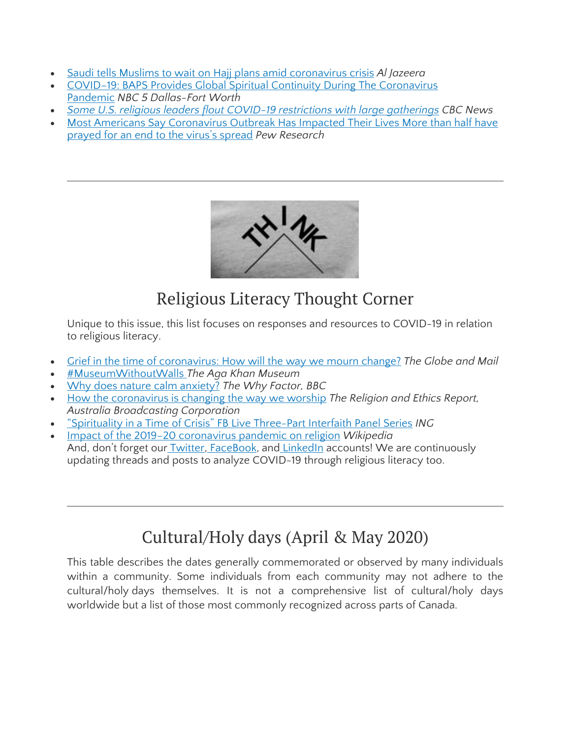- Saudi tells Muslims to wait on Hajj plans amid coronavirus crisis *Al Jazeera*
- COVID-19: BAPS Provides Global Spiritual Continuity During The Coronavirus Pandemic *NBC 5 Dallas-Fort Worth*
- *Some U.S. religious leaders flout COVID-19 restrictions with large gatherings* CBC News
- Most Americans Say Coronavirus Outbreak Has Impacted Their Lives More than half have prayed for an end to the virus's spread *Pew Research*

---

## Religious Literacy Thought Corner

Unique to this issue, this list focuses on responses and resources to COVID-19 in relation to religious literacy.

- Grief in the time of coronavirus: How will the way we mourn change? *The Globe and Mail*
- #MuseumWithoutWalls *The Aga Khan Museum*
- Why does nature calm anxiety? *The Why Factor, BBC*
- How the coronavirus is changing the way we worship *The Religion and Ethics Report, Australia Broadcasting Corporation*
- "Spirituality in a Time of Crisis" FB Live Three-Part Interfaith Panel Series *ING*
- Impact of the 2019–20 coronavirus pandemic on religion *Wikipedia*
  And, don't forget our Twitter, FaceBook, and LinkedIn accounts! We are continuously updating threads and posts to analyze COVID-19 through religious literacy too.

---

## Cultural/Holy days (April & May 2020)

This table describes the dates generally commemorated or observed by many individuals within a community. Some individuals from each community may not adhere to the cultural/holy days themselves. It is not a comprehensive list of cultural/holy days worldwide but a list of those most commonly recognized across parts of Canada.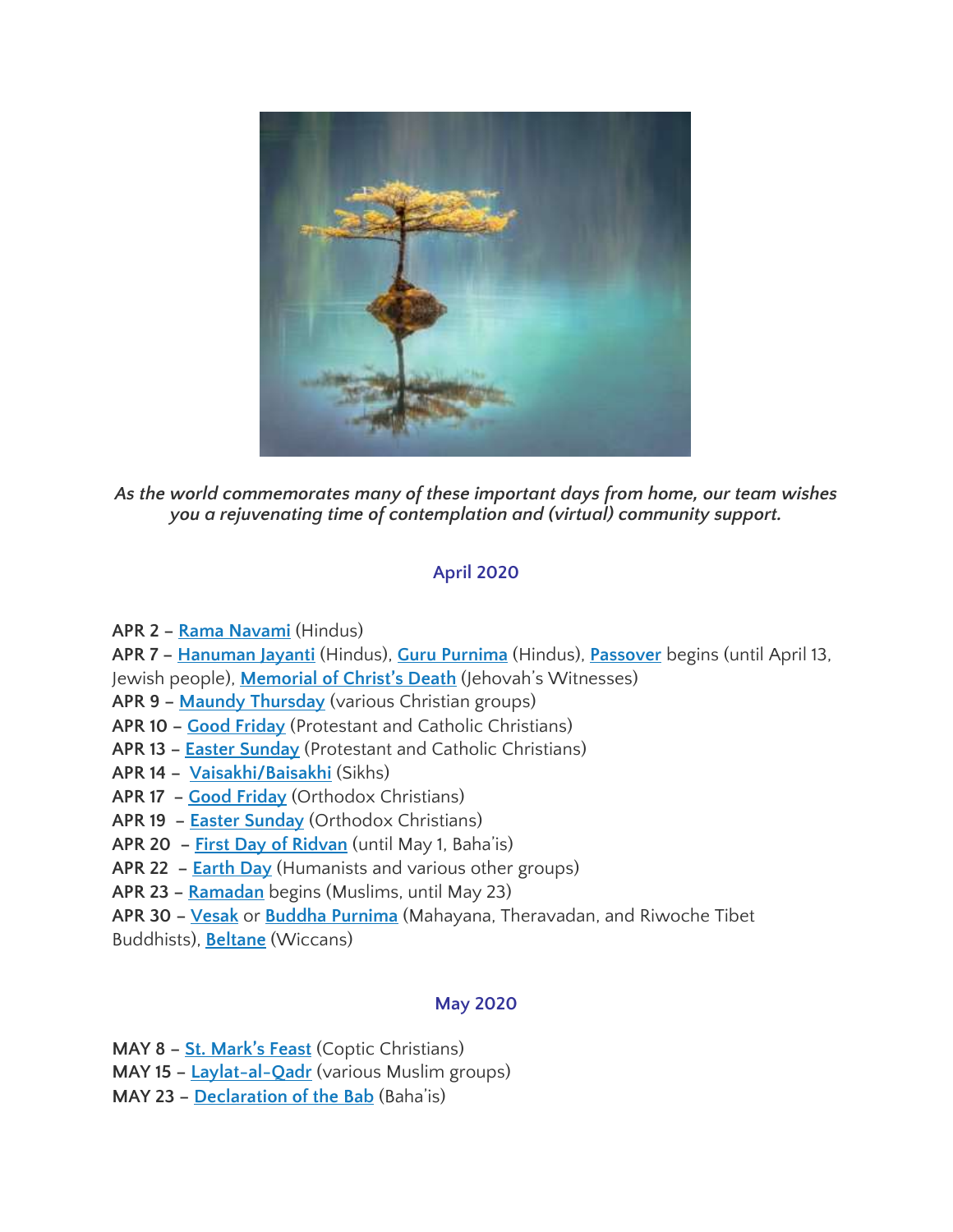*As the world commemorates many of these important days from home, our team wishes you a rejuvenating time of contemplation and (virtual) community support.*

### April 2020

**APR 2 –** Rama Navami (Hindus)
**APR 7 –** Hanuman Jayanti (Hindus), Guru Purnima (Hindus), Passover begins (until April 13, Jewish people), Memorial of Christ's Death (Jehovah's Witnesses)
**APR 9 –** Maundy Thursday (various Christian groups)
**APR 10 –** Good Friday (Protestant and Catholic Christians)
**APR 13 –** Easter Sunday (Protestant and Catholic Christians)
**APR 14 –** Vaisakhi/Baisakhi (Sikhs)
**APR 17 –** Good Friday (Orthodox Christians)
**APR 19 –** Easter Sunday (Orthodox Christians)
**APR 20 –** First Day of Ridvan (until May 1, Baha'is)
**APR 22 –** Earth Day (Humanists and various other groups)
**APR 23 –** Ramadan begins (Muslims, until May 23)
**APR 30 –** Vesak or Buddha Purnima (Mahayana, Theravadan, and Riwoche Tibet Buddhists), Beltane (Wiccans)

### May 2020

**MAY 8 –** St. Mark's Feast (Coptic Christians)
**MAY 15 –** Laylat-al-Qadr (various Muslim groups)
**MAY 23 –** Declaration of the Bab (Baha'is)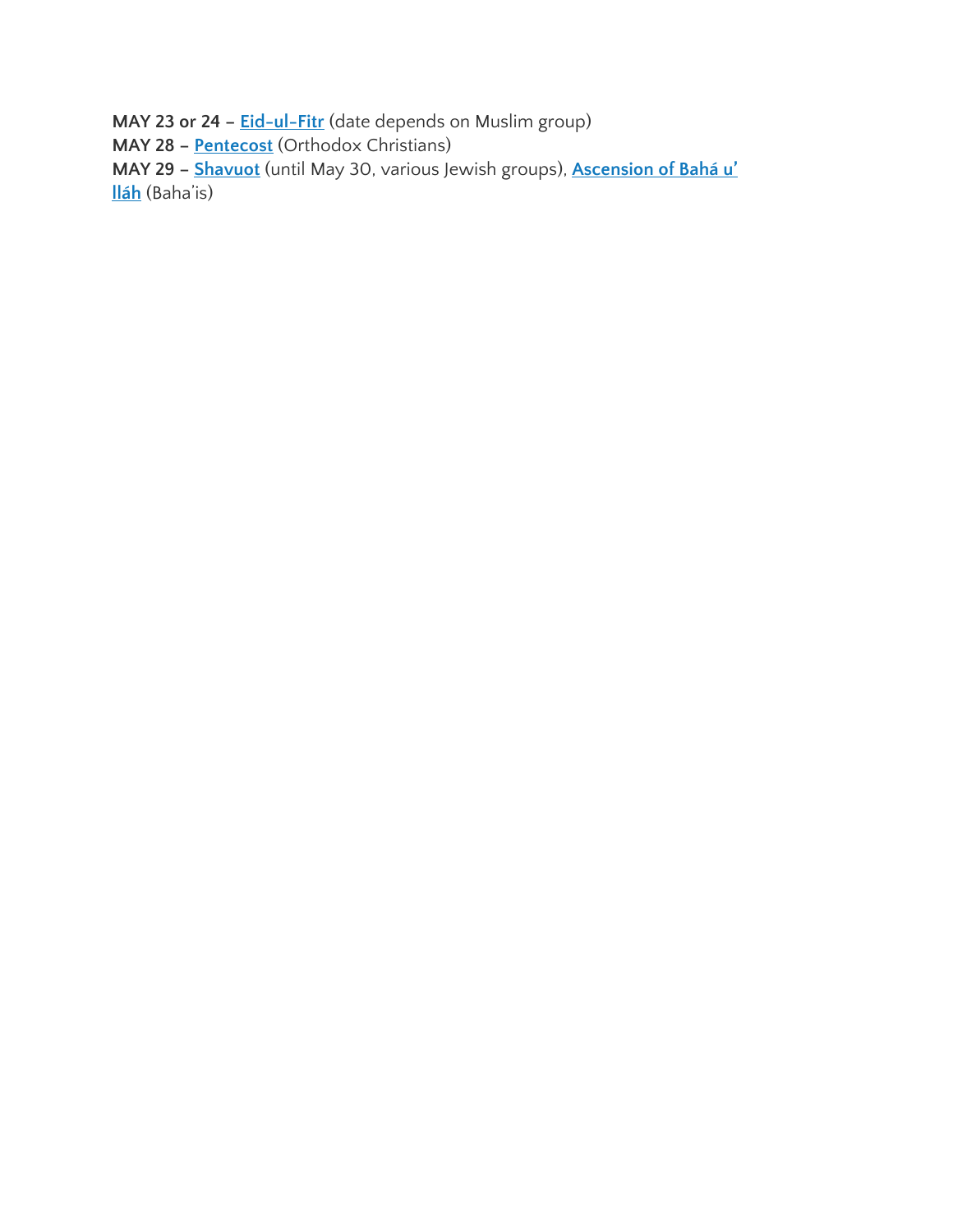**MAY 23 or 24 –** **Eid-ul-Fitr** (date depends on Muslim group)
**MAY 28 –** **Pentecost** (Orthodox Christians)
**MAY 29 –** **Shavuot** (until May 30, various Jewish groups), **Ascension of Bahá u' lláh** (Baha'is)